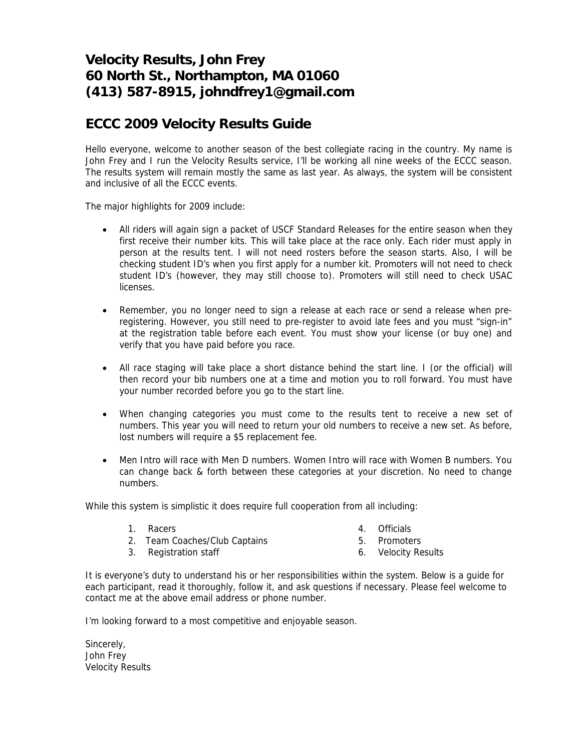# Velocity Results, John Frey
# 60 North St., Northampton, MA 01060
# (413) 587-8915, johndfrey1@gmail.com

## ECCC 2009 Velocity Results Guide

Hello everyone, welcome to another season of the best collegiate racing in the country. My name is John Frey and I run the Velocity Results service, I'll be working all nine weeks of the ECCC season. The results system will remain mostly the same as last year. As always, the system will be consistent and inclusive of all the ECCC events.

The major highlights for 2009 include:

- All riders will again sign a packet of USCF Standard Releases for the entire season when they first receive their number kits. This will take place at the race only. Each rider must apply in person at the results tent. I will not need rosters before the season starts. Also, I will be checking student ID's when you first apply for a number kit. Promoters will not need to check student ID's (however, they may still choose to). Promoters will still need to check USAC licenses.

- Remember, you no longer need to sign a release at each race or send a release when pre-registering. However, you still need to pre-register to avoid late fees and you must "sign-in" at the registration table before each event. You must show your license (or buy one) and verify that you have paid before you race.

- All race staging will take place a short distance behind the start line. I (or the official) will then record your bib numbers one at a time and motion you to roll forward. You must have your number recorded before you go to the start line.

- When changing categories you must come to the results tent to receive a new set of numbers. This year you will need to return your old numbers to receive a new set. As before, lost numbers will require a $5 replacement fee.

- Men Intro will race with Men D numbers. Women Intro will race with Women B numbers. You can change back & forth between these categories at your discretion. No need to change numbers.

While this system is simplistic it does require full cooperation from all including:

1. Racers
2. Team Coaches/Club Captains
3. Registration staff
4. Officials
5. Promoters
6. Velocity Results

It is everyone's duty to understand his or her responsibilities within the system. Below is a guide for each participant, read it thoroughly, follow it, and ask questions if necessary. Please feel welcome to contact me at the above email address or phone number.

I'm looking forward to a most competitive and enjoyable season.

Sincerely,
John Frey
Velocity Results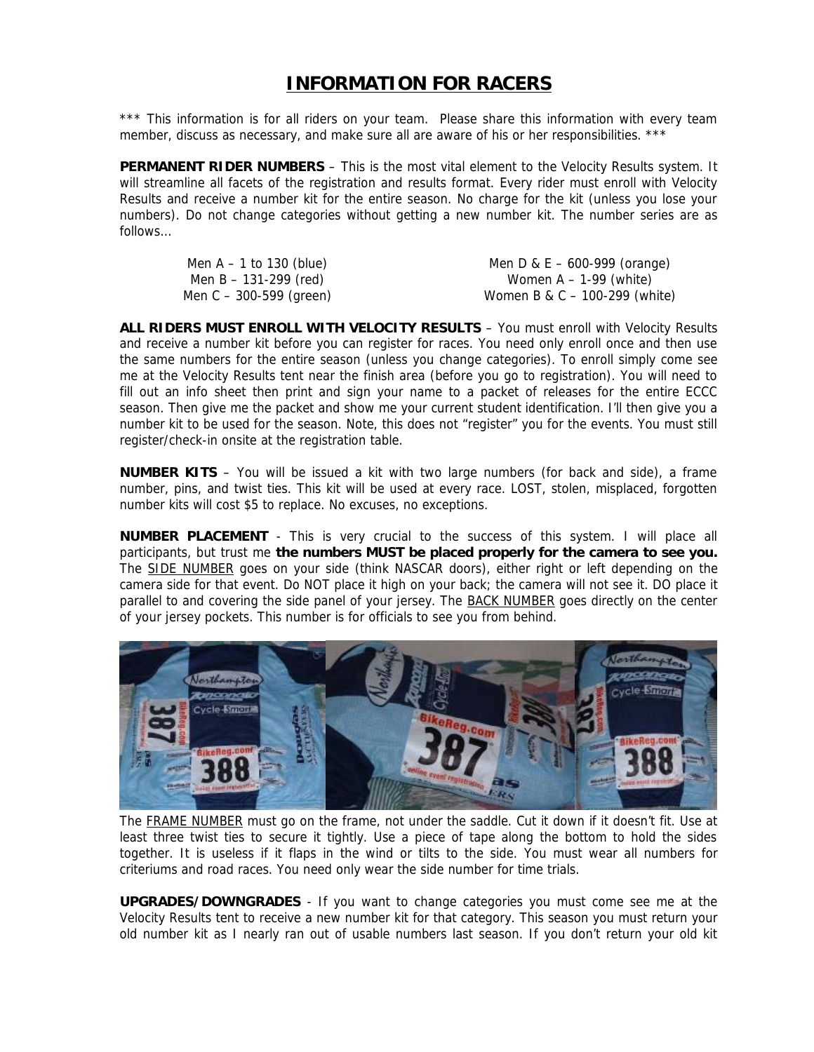# INFORMATION FOR RACERS

*** This information is for all riders on your team. Please share this information with every team member, discuss as necessary, and make sure all are aware of his or her responsibilities. ***

**PERMANENT RIDER NUMBERS** – This is the most vital element to the Velocity Results system. It will streamline all facets of the registration and results format. Every rider must enroll with Velocity Results and receive a number kit for the entire season. No charge for the kit (unless you lose your numbers). Do not change categories without getting a new number kit. The number series are as follows…

| | |
|---|---|
| Men A – 1 to 130 (blue) | Men D & E – 600-999 (orange) |
| Men B – 131-299 (red) | Women A – 1-99 (white) |
| Men C – 300-599 (green) | Women B & C – 100-299 (white) |

**ALL RIDERS MUST ENROLL WITH VELOCITY RESULTS** – You must enroll with Velocity Results and receive a number kit before you can register for races. You need only enroll once and then use the same numbers for the entire season (unless you change categories). To enroll simply come see me at the Velocity Results tent near the finish area (before you go to registration). You will need to fill out an info sheet then print and sign your name to a packet of releases for the entire ECCC season. Then give me the packet and show me your current student identification. I'll then give you a number kit to be used for the season. Note, this does not "register" you for the events. You must still register/check-in onsite at the registration table.

**NUMBER KITS** – You will be issued a kit with two large numbers (for back and side), a frame number, pins, and twist ties. This kit will be used at every race. LOST, stolen, misplaced, forgotten number kits will cost $5 to replace. No excuses, no exceptions.

**NUMBER PLACEMENT** - This is very crucial to the success of this system. I will place all participants, but trust me **the numbers MUST be placed properly for the camera to see you.** The SIDE NUMBER goes on your side (think NASCAR doors), either right or left depending on the camera side for that event. Do NOT place it high on your back; the camera will not see it. DO place it parallel to and covering the side panel of your jersey. The BACK NUMBER goes directly on the center of your jersey pockets. This number is for officials to see you from behind.

The FRAME NUMBER must go on the frame, not under the saddle. Cut it down if it doesn't fit. Use at least three twist ties to secure it tightly. Use a piece of tape along the bottom to hold the sides together. It is useless if it flaps in the wind or tilts to the side. You must wear all numbers for criteriums and road races. You need only wear the side number for time trials.

**UPGRADES/DOWNGRADES** - If you want to change categories you must come see me at the Velocity Results tent to receive a new number kit for that category. This season you must return your old number kit as I nearly ran out of usable numbers last season. If you don't return your old kit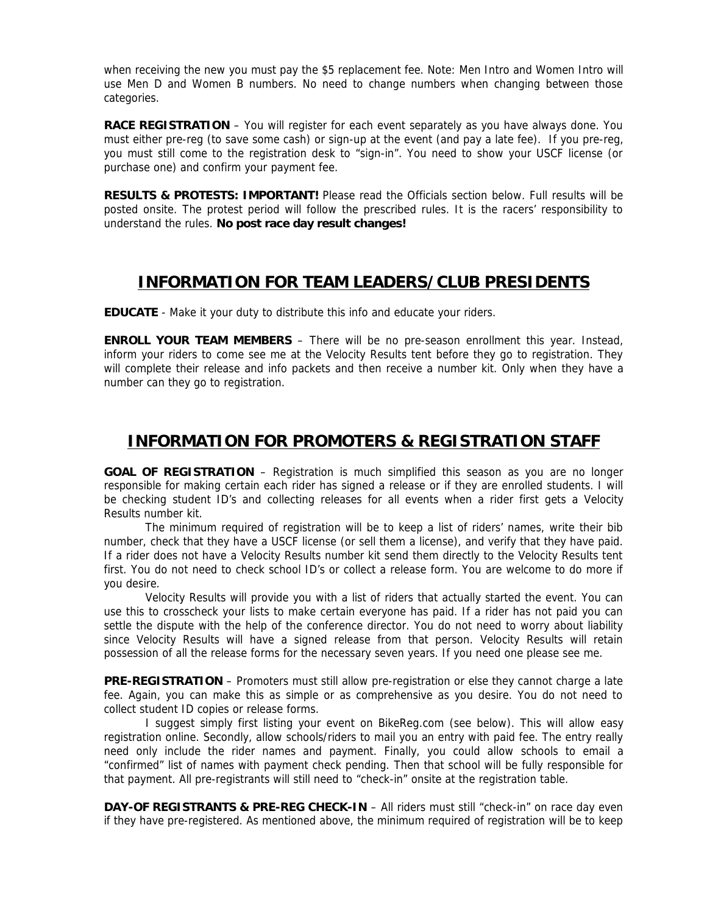when receiving the new you must pay the $5 replacement fee. Note: Men Intro and Women Intro will use Men D and Women B numbers. No need to change numbers when changing between those categories.

**RACE REGISTRATION** – You will register for each event separately as you have always done. You must either pre-reg (to save some cash) or sign-up at the event (and pay a late fee). If you pre-reg, you must still come to the registration desk to "sign-in". You need to show your USCF license (or purchase one) and confirm your payment fee.

**RESULTS & PROTESTS: IMPORTANT!** Please read the Officials section below. Full results will be posted onsite. The protest period will follow the prescribed rules. It is the racers' responsibility to understand the rules. **No post race day result changes!**

## INFORMATION FOR TEAM LEADERS/CLUB PRESIDENTS

**EDUCATE** - Make it your duty to distribute this info and educate your riders.

**ENROLL YOUR TEAM MEMBERS** – There will be no pre-season enrollment this year. Instead, inform your riders to come see me at the Velocity Results tent before they go to registration. They will complete their release and info packets and then receive a number kit. Only when they have a number can they go to registration.

## INFORMATION FOR PROMOTERS & REGISTRATION STAFF

**GOAL OF REGISTRATION** – Registration is much simplified this season as you are no longer responsible for making certain each rider has signed a release or if they are enrolled students. I will be checking student ID's and collecting releases for all events when a rider first gets a Velocity Results number kit.

The minimum required of registration will be to keep a list of riders' names, write their bib number, check that they have a USCF license (or sell them a license), and verify that they have paid. If a rider does not have a Velocity Results number kit send them directly to the Velocity Results tent first. You do not need to check school ID's or collect a release form. You are welcome to do more if you desire.

Velocity Results will provide you with a list of riders that actually started the event. You can use this to crosscheck your lists to make certain everyone has paid. If a rider has not paid you can settle the dispute with the help of the conference director. You do not need to worry about liability since Velocity Results will have a signed release from that person. Velocity Results will retain possession of all the release forms for the necessary seven years. If you need one please see me.

**PRE-REGISTRATION** – Promoters must still allow pre-registration or else they cannot charge a late fee. Again, you can make this as simple or as comprehensive as you desire. You do not need to collect student ID copies or release forms.

I suggest simply first listing your event on BikeReg.com (see below). This will allow easy registration online. Secondly, allow schools/riders to mail you an entry with paid fee. The entry really need only include the rider names and payment. Finally, you could allow schools to email a "confirmed" list of names with payment check pending. Then that school will be fully responsible for that payment. All pre-registrants will still need to "check-in" onsite at the registration table.

**DAY-OF REGISTRANTS & PRE-REG CHECK-IN** – All riders must still "check-in" on race day even if they have pre-registered. As mentioned above, the minimum required of registration will be to keep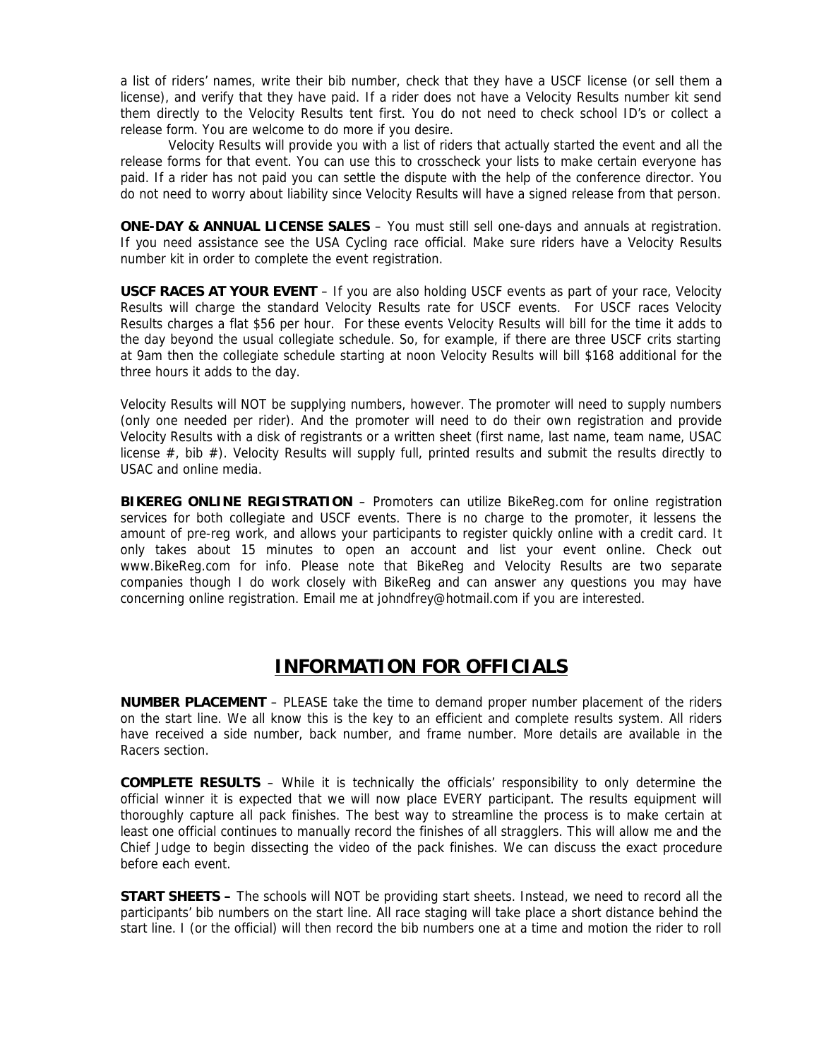a list of riders' names, write their bib number, check that they have a USCF license (or sell them a license), and verify that they have paid. If a rider does not have a Velocity Results number kit send them directly to the Velocity Results tent first. You do not need to check school ID's or collect a release form. You are welcome to do more if you desire.

Velocity Results will provide you with a list of riders that actually started the event and all the release forms for that event. You can use this to crosscheck your lists to make certain everyone has paid. If a rider has not paid you can settle the dispute with the help of the conference director. You do not need to worry about liability since Velocity Results will have a signed release from that person.

**ONE-DAY & ANNUAL LICENSE SALES** – You must still sell one-days and annuals at registration. If you need assistance see the USA Cycling race official. Make sure riders have a Velocity Results number kit in order to complete the event registration.

**USCF RACES AT YOUR EVENT** – If you are also holding USCF events as part of your race, Velocity Results will charge the standard Velocity Results rate for USCF events. For USCF races Velocity Results charges a flat $56 per hour. For these events Velocity Results will bill for the time it adds to the day beyond the usual collegiate schedule. So, for example, if there are three USCF crits starting at 9am then the collegiate schedule starting at noon Velocity Results will bill $168 additional for the three hours it adds to the day.

Velocity Results will NOT be supplying numbers, however. The promoter will need to supply numbers (only one needed per rider). And the promoter will need to do their own registration and provide Velocity Results with a disk of registrants or a written sheet (first name, last name, team name, USAC license #, bib #). Velocity Results will supply full, printed results and submit the results directly to USAC and online media.

**BIKEREG ONLINE REGISTRATION** – Promoters can utilize BikeReg.com for online registration services for both collegiate and USCF events. There is no charge to the promoter, it lessens the amount of pre-reg work, and allows your participants to register quickly online with a credit card. It only takes about 15 minutes to open an account and list your event online. Check out www.BikeReg.com for info. Please note that BikeReg and Velocity Results are two separate companies though I do work closely with BikeReg and can answer any questions you may have concerning online registration. Email me at johndfrey@hotmail.com if you are interested.

## INFORMATION FOR OFFICIALS

**NUMBER PLACEMENT** – PLEASE take the time to demand proper number placement of the riders on the start line. We all know this is the key to an efficient and complete results system. All riders have received a side number, back number, and frame number. More details are available in the Racers section.

**COMPLETE RESULTS** – While it is technically the officials' responsibility to only determine the official winner it is expected that we will now place EVERY participant. The results equipment will thoroughly capture all pack finishes. The best way to streamline the process is to make certain at least one official continues to manually record the finishes of all stragglers. This will allow me and the Chief Judge to begin dissecting the video of the pack finishes. We can discuss the exact procedure before each event.

**START SHEETS –** The schools will NOT be providing start sheets. Instead, we need to record all the participants' bib numbers on the start line. All race staging will take place a short distance behind the start line. I (or the official) will then record the bib numbers one at a time and motion the rider to roll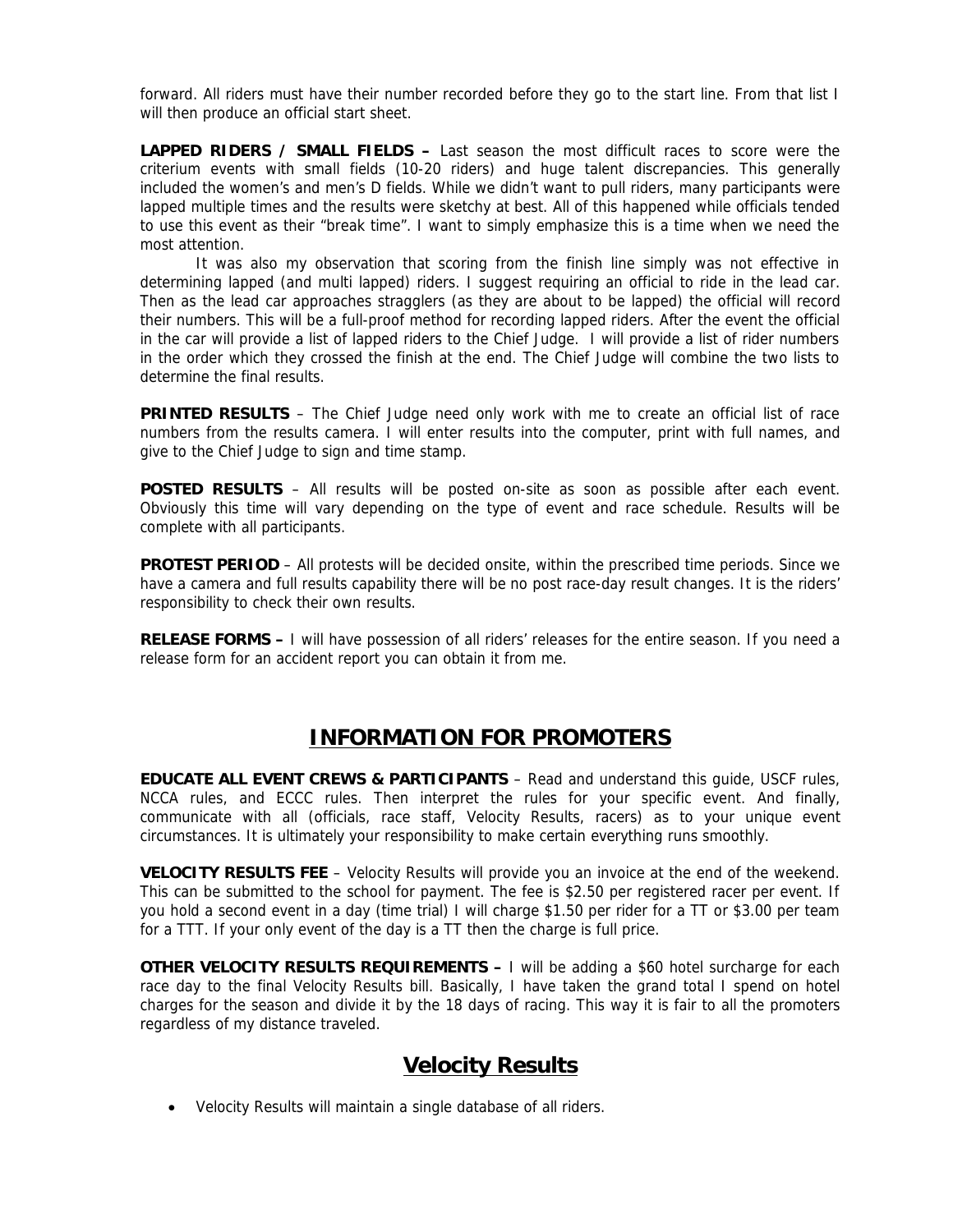forward. All riders must have their number recorded before they go to the start line. From that list I will then produce an official start sheet.

**LAPPED RIDERS / SMALL FIELDS –** Last season the most difficult races to score were the criterium events with small fields (10-20 riders) and huge talent discrepancies. This generally included the women's and men's D fields. While we didn't want to pull riders, many participants were lapped multiple times and the results were sketchy at best. All of this happened while officials tended to use this event as their "break time". I want to simply emphasize this is a time when we need the most attention.

It was also my observation that scoring from the finish line simply was not effective in determining lapped (and multi lapped) riders. I suggest requiring an official to ride in the lead car. Then as the lead car approaches stragglers (as they are about to be lapped) the official will record their numbers. This will be a full-proof method for recording lapped riders. After the event the official in the car will provide a list of lapped riders to the Chief Judge. I will provide a list of rider numbers in the order which they crossed the finish at the end. The Chief Judge will combine the two lists to determine the final results.

**PRINTED RESULTS** – The Chief Judge need only work with me to create an official list of race numbers from the results camera. I will enter results into the computer, print with full names, and give to the Chief Judge to sign and time stamp.

**POSTED RESULTS** – All results will be posted on-site as soon as possible after each event. Obviously this time will vary depending on the type of event and race schedule. Results will be complete with all participants.

**PROTEST PERIOD** – All protests will be decided onsite, within the prescribed time periods. Since we have a camera and full results capability there will be no post race-day result changes. It is the riders' responsibility to check their own results.

**RELEASE FORMS –** I will have possession of all riders' releases for the entire season. If you need a release form for an accident report you can obtain it from me.

## INFORMATION FOR PROMOTERS

**EDUCATE ALL EVENT CREWS & PARTICIPANTS** – Read and understand this guide, USCF rules, NCCA rules, and ECCC rules. Then interpret the rules for your specific event. And finally, communicate with all (officials, race staff, Velocity Results, racers) as to your unique event circumstances. It is ultimately your responsibility to make certain everything runs smoothly.

**VELOCITY RESULTS FEE** – Velocity Results will provide you an invoice at the end of the weekend. This can be submitted to the school for payment. The fee is $2.50 per registered racer per event. If you hold a second event in a day (time trial) I will charge $1.50 per rider for a TT or $3.00 per team for a TTT. If your only event of the day is a TT then the charge is full price.

**OTHER VELOCITY RESULTS REQUIREMENTS –** I will be adding a $60 hotel surcharge for each race day to the final Velocity Results bill. Basically, I have taken the grand total I spend on hotel charges for the season and divide it by the 18 days of racing. This way it is fair to all the promoters regardless of my distance traveled.

## Velocity Results

- Velocity Results will maintain a single database of all riders.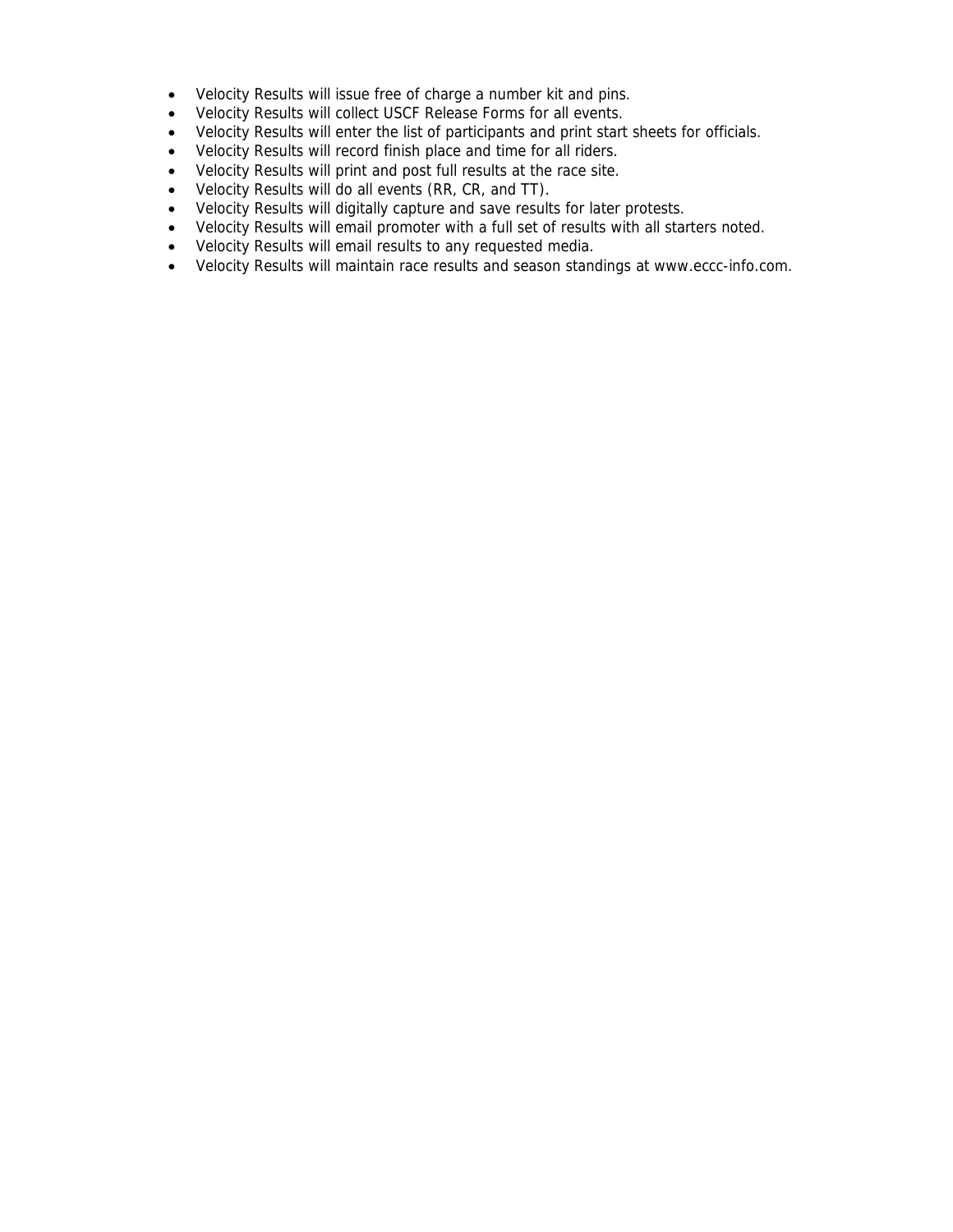- Velocity Results will issue free of charge a number kit and pins.
- Velocity Results will collect USCF Release Forms for all events.
- Velocity Results will enter the list of participants and print start sheets for officials.
- Velocity Results will record finish place and time for all riders.
- Velocity Results will print and post full results at the race site.
- Velocity Results will do all events (RR, CR, and TT).
- Velocity Results will digitally capture and save results for later protests.
- Velocity Results will email promoter with a full set of results with all starters noted.
- Velocity Results will email results to any requested media.
- Velocity Results will maintain race results and season standings at www.eccc-info.com.